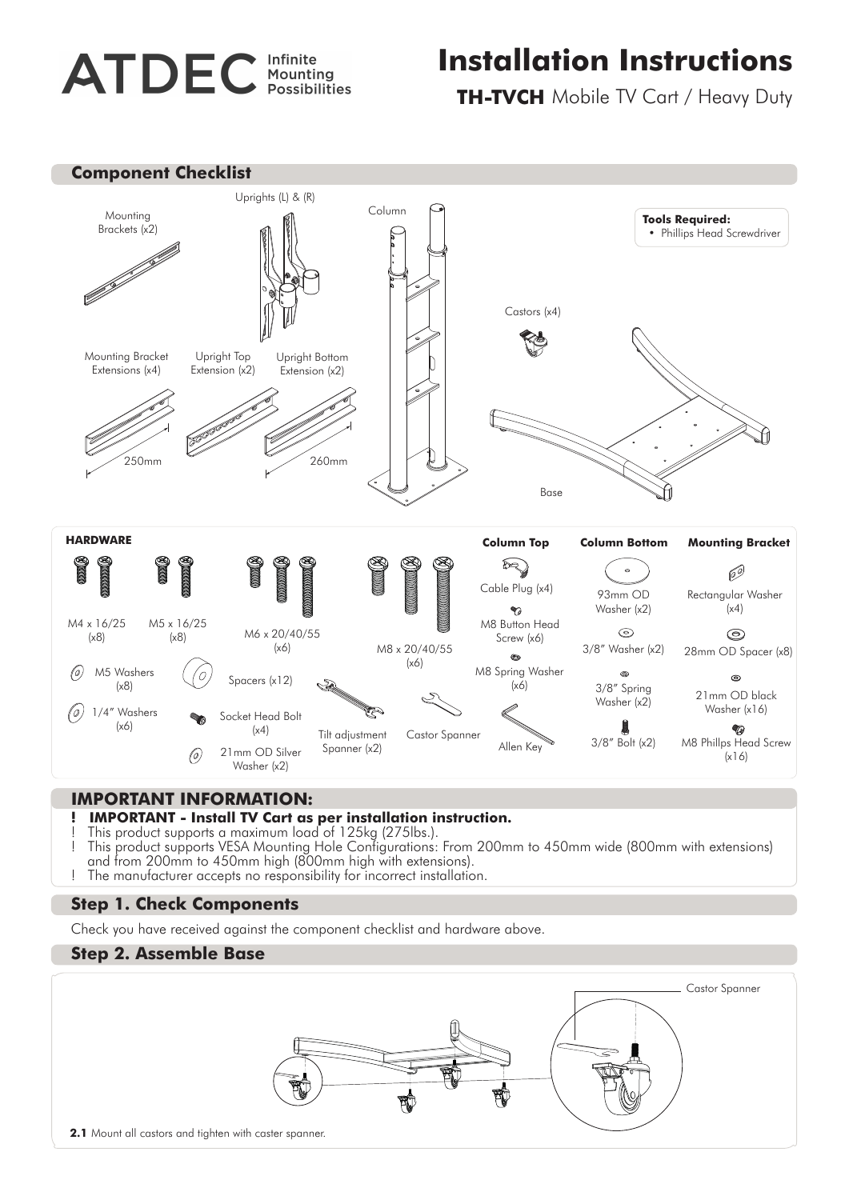ATDEC Infinite Mounting Possibilities

# Installation Instructions

**TH-TVCH** Mobile TV Cart / Heavy Duty

## Component Checklist

Mounting Brackets (x2)

Uprights (L) & (R)

Column

Tools Required:
- Phillips Head Screwdriver

Castors (x4)

Mounting Bracket Extensions (x4)

Upright Top Extension (x2)

Upright Bottom Extension (x2)

250mm

260mm

Base

### HARDWARE

M4 x 16/25 (x8)

M5 x 16/25 (x8)

M6 x 20/40/55 (x6)

M8 x 20/40/55 (x6)

M5 Washers (x8)

1/4" Washers (x6)

Spacers (x12)

Socket Head Bolt (x4)

21mm OD Silver Washer (x2)

Tilt adjustment Spanner (x2)

Castor Spanner

**Column Top**

Cable Plug (x4)

M8 Button Head Screw (x6)

M8 Spring Washer (x6)

Allen Key

**Column Bottom**

93mm OD Washer (x2)

3/8" Washer (x2)

3/8" Spring Washer (x2)

3/8" Bolt (x2)

**Mounting Bracket**

Rectangular Washer (x4)

28mm OD Spacer (x8)

21mm OD black Washer (x16)

M8 Phillps Head Screw (x16)

## IMPORTANT INFORMATION:

! **IMPORTANT - Install TV Cart as per installation instruction.**
! This product supports a maximum load of 125kg (275lbs.).
! This product supports VESA Mounting Hole Configurations: From 200mm to 450mm wide (800mm with extensions) and from 200mm to 450mm high (800mm high with extensions).
! The manufacturer accepts no responsibility for incorrect installation.

## Step 1. Check Components

Check you have received against the component checklist and hardware above.

## Step 2. Assemble Base

Castor Spanner

**2.1** Mount all castors and tighten with caster spanner.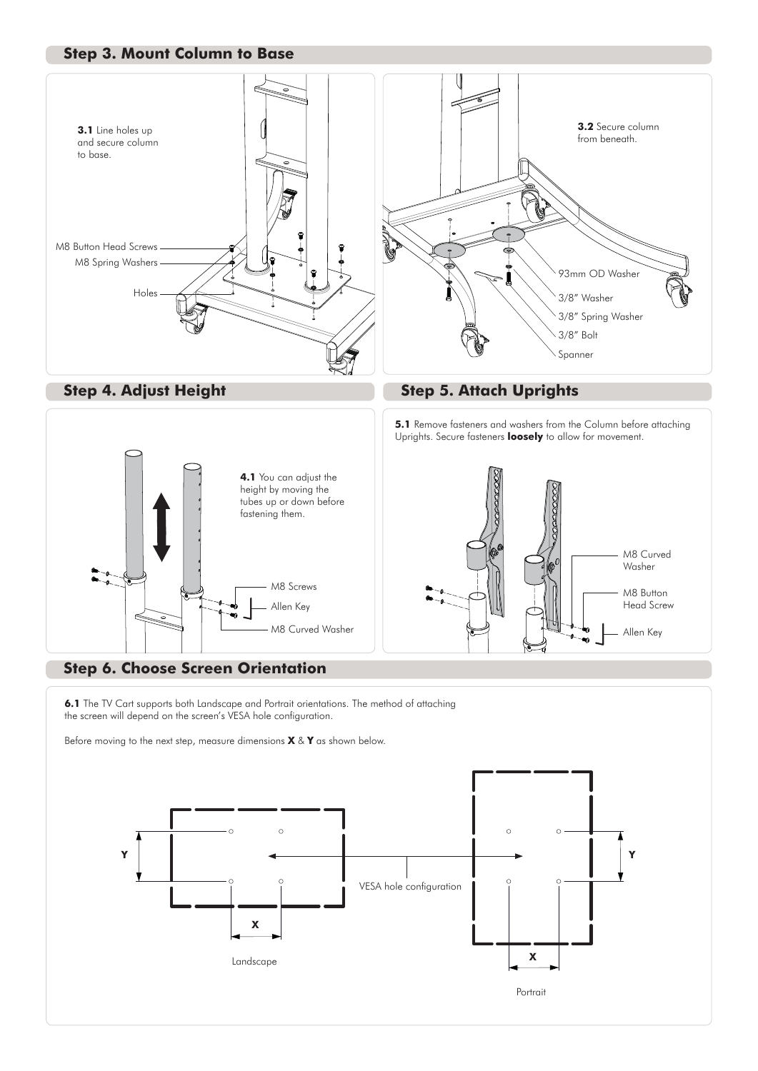## Step 3. Mount Column to Base

**3.1** Line holes up and secure column to base.

M8 Button Head Screws

M8 Spring Washers

Holes

**3.2** Secure column from beneath.

93mm OD Washer

3/8" Washer

3/8" Spring Washer

3/8" Bolt

Spanner

## Step 4. Adjust Height

**4.1** You can adjust the height by moving the tubes up or down before fastening them.

M8 Screws

Allen Key

M8 Curved Washer

## Step 5. Attach Uprights

**5.1** Remove fasteners and washers from the Column before attaching Uprights. Secure fasteners **loosely** to allow for movement.

M8 Curved Washer

M8 Button Head Screw

Allen Key

## Step 6. Choose Screen Orientation

**6.1** The TV Cart supports both Landscape and Portrait orientations. The method of attaching the screen will depend on the screen's VESA hole configuration.

Before moving to the next step, measure dimensions **X** & **Y** as shown below.

Y

X

Landscape

VESA hole configuration

Y

X

Portrait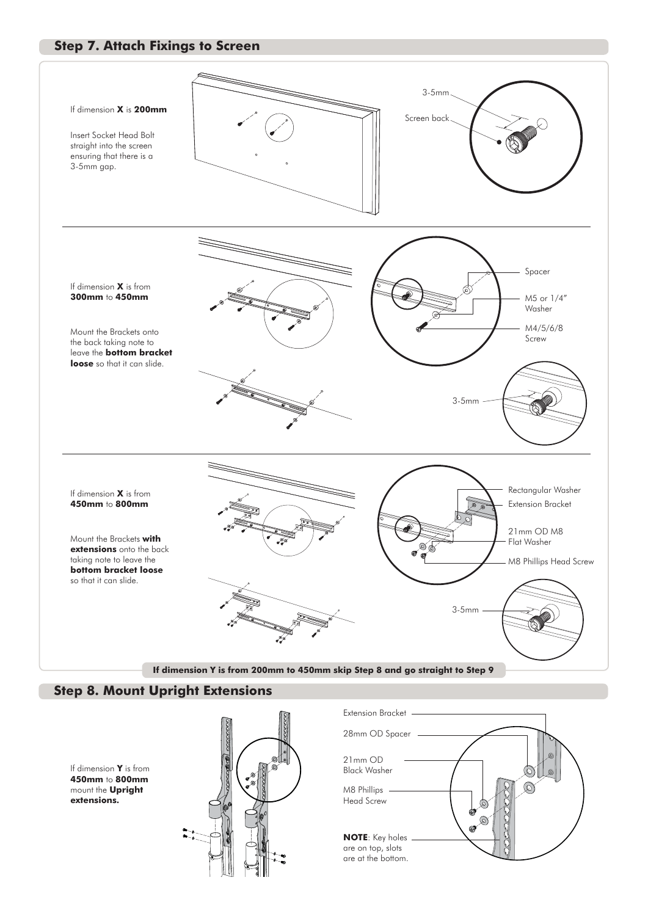## Step 7. Attach Fixings to Screen

If dimension **X** is **200mm**

Insert Socket Head Bolt straight into the screen ensuring that there is a 3-5mm gap.

3-5mm

Screen back

If dimension **X** is from **300mm** to **450mm**

Mount the Brackets onto the back taking note to leave the **bottom bracket loose** so that it can slide.

Spacer

M5 or 1/4" Washer

M4/5/6/8 Screw

3-5mm

If dimension **X** is from **450mm** to **800mm**

Mount the Brackets **with extensions** onto the back taking note to leave the **bottom bracket loose** so that it can slide.

Rectangular Washer

Extension Bracket

21mm OD M8 Flat Washer

M8 Phillips Head Screw

3-5mm

**If dimension Y is from 200mm to 450mm skip Step 8 and go straight to Step 9**

## Step 8. Mount Upright Extensions

If dimension **Y** is from **450mm** to **800mm** mount the **Upright extensions.**

Extension Bracket

28mm OD Spacer

21mm OD Black Washer

M8 Phillips Head Screw

**NOTE**: Key holes are on top, slots are at the bottom.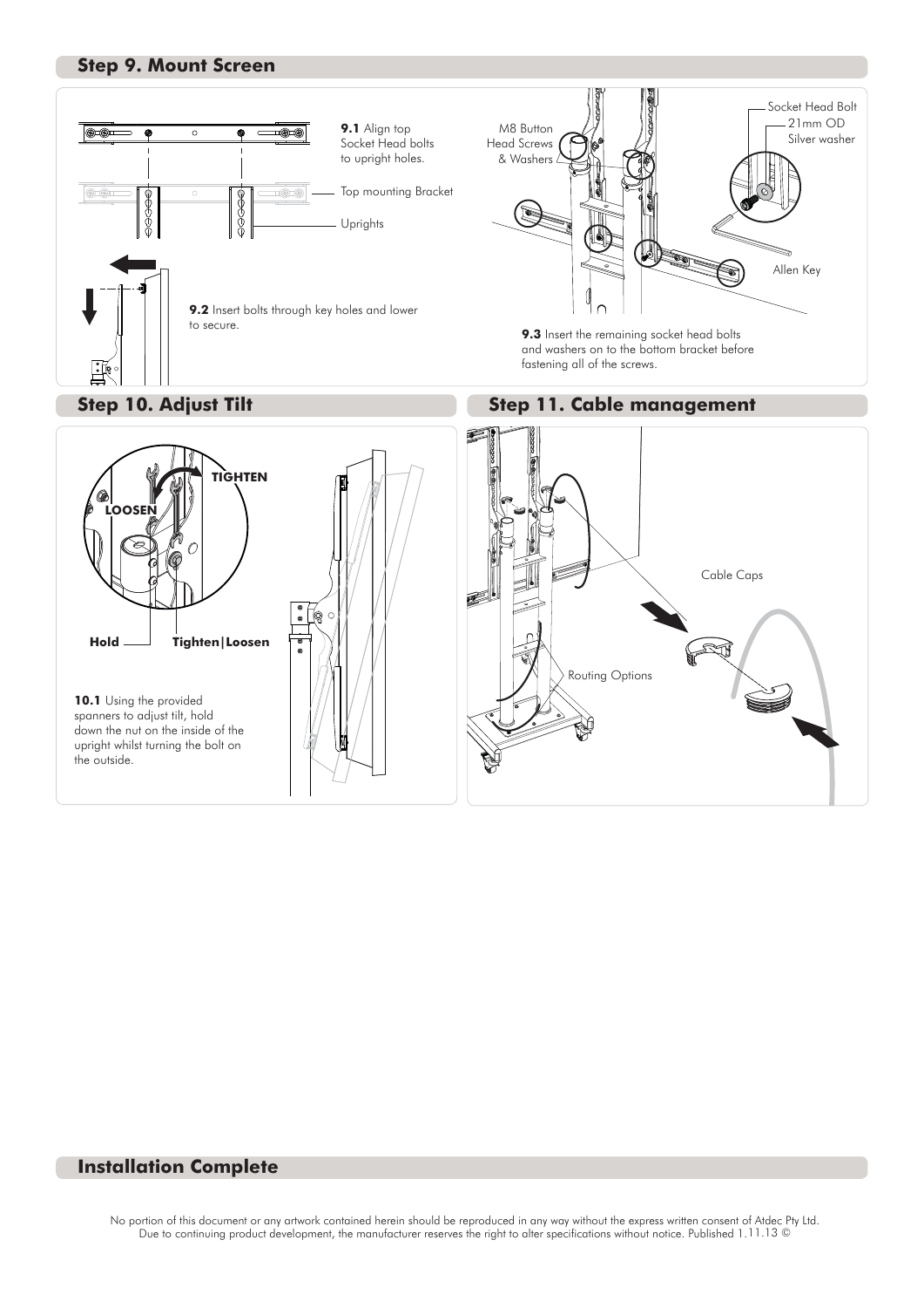## Step 9. Mount Screen

**9.1** Align top Socket Head bolts to upright holes.

Top mounting Bracket

Uprights

**9.2** Insert bolts through key holes and lower to secure.

M8 Button Head Screws & Washers

Socket Head Bolt

21mm OD Silver washer

Allen Key

**9.3** Insert the remaining socket head bolts and washers on to the bottom bracket before fastening all of the screws.

## Step 10. Adjust Tilt

TIGHTEN

LOOSEN

Hold

Tighten|Loosen

**10.1** Using the provided spanners to adjust tilt, hold down the nut on the inside of the upright whilst turning the bolt on the outside.

## Step 11. Cable management

Cable Caps

Routing Options

## Installation Complete

No portion of this document or any artwork contained herein should be reproduced in any way without the express written consent of Atdec Pty Ltd.
Due to continuing product development, the manufacturer reserves the right to alter specifications without notice. Published 1.11.13 ©